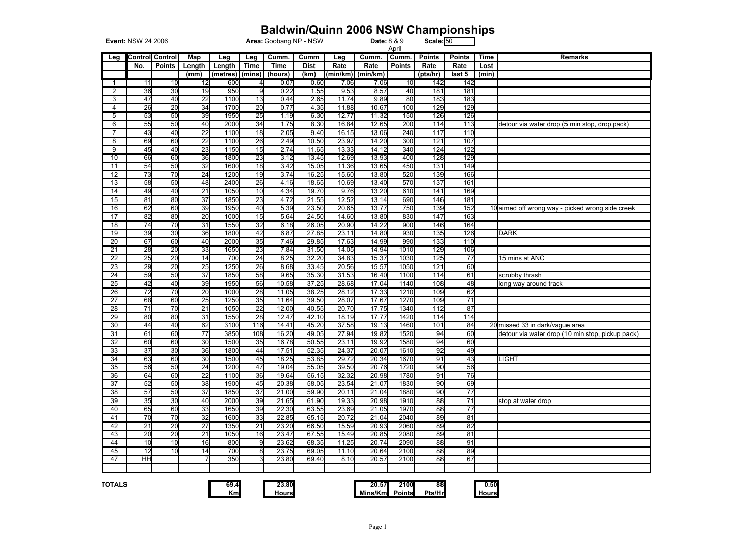# Baldwin/Quinn 2006 NSW Championships

**Event:** NSW 24 2006 **Area:** Goobang NP - NSW **Date:** 8 & 9 April **Scale:** 50

| Leg | Control No. | Control Points | Map Length (mm) | Leg Length (metres) | Leg Time (mins) | Cumm. Time (hours) | Cumm Dist (km) | Leg Rate (min/km) | Cumm. Rate (min/km) | Cumm. Points | Points Rate (pts/hr) | Points Rate last 5 | Time Lost (min) | Remarks |
|---|---|---|---|---|---|---|---|---|---|---|---|---|---|---|
| 1 | 11 | 10 | 12 | 600 | 4 | 0.07 | 0.60 | 7.06 | 7.06 | 10 | 142 | 142 | | |
| 2 | 36 | 30 | 19 | 950 | 9 | 0.22 | 1.55 | 9.53 | 8.57 | 40 | 181 | 181 | | |
| 3 | 47 | 40 | 22 | 1100 | 13 | 0.44 | 2.65 | 11.74 | 9.89 | 80 | 183 | 183 | | |
| 4 | 26 | 20 | 34 | 1700 | 20 | 0.77 | 4.35 | 11.88 | 10.67 | 100 | 129 | 129 | | |
| 5 | 53 | 50 | 39 | 1950 | 25 | 1.19 | 6.30 | 12.77 | 11.32 | 150 | 126 | 126 | | |
| 6 | 55 | 50 | 40 | 2000 | 34 | 1.75 | 8.30 | 16.84 | 12.65 | 200 | 114 | 113 | | detour via water drop (5 min stop, drop pack) |
| 7 | 43 | 40 | 22 | 1100 | 18 | 2.05 | 9.40 | 16.15 | 13.06 | 240 | 117 | 110 | | |
| 8 | 69 | 60 | 22 | 1100 | 26 | 2.49 | 10.50 | 23.97 | 14.20 | 300 | 121 | 107 | | |
| 9 | 45 | 40 | 23 | 1150 | 15 | 2.74 | 11.65 | 13.33 | 14.12 | 340 | 124 | 122 | | |
| 10 | 66 | 60 | 36 | 1800 | 23 | 3.12 | 13.45 | 12.69 | 13.93 | 400 | 128 | 129 | | |
| 11 | 54 | 50 | 32 | 1600 | 18 | 3.42 | 15.05 | 11.36 | 13.65 | 450 | 131 | 149 | | |
| 12 | 73 | 70 | 24 | 1200 | 19 | 3.74 | 16.25 | 15.60 | 13.80 | 520 | 139 | 166 | | |
| 13 | 58 | 50 | 48 | 2400 | 26 | 4.16 | 18.65 | 10.69 | 13.40 | 570 | 137 | 161 | | |
| 14 | 49 | 40 | 21 | 1050 | 10 | 4.34 | 19.70 | 9.76 | 13.20 | 610 | 141 | 169 | | |
| 15 | 81 | 80 | 37 | 1850 | 23 | 4.72 | 21.55 | 12.52 | 13.14 | 690 | 146 | 181 | | |
| 16 | 62 | 60 | 39 | 1950 | 40 | 5.39 | 23.50 | 20.65 | 13.77 | 750 | 139 | 152 | 10 | aimed off wrong way - picked wrong side creek |
| 17 | 82 | 80 | 20 | 1000 | 15 | 5.64 | 24.50 | 14.60 | 13.80 | 830 | 147 | 163 | | |
| 18 | 74 | 70 | 31 | 1550 | 32 | 6.18 | 26.05 | 20.90 | 14.22 | 900 | 146 | 164 | | |
| 19 | 39 | 30 | 36 | 1800 | 42 | 6.87 | 27.85 | 23.11 | 14.80 | 930 | 135 | 126 | | DARK |
| 20 | 67 | 60 | 40 | 2000 | 35 | 7.46 | 29.85 | 17.63 | 14.99 | 990 | 133 | 110 | | |
| 21 | 28 | 20 | 33 | 1650 | 23 | 7.84 | 31.50 | 14.05 | 14.94 | 1010 | 129 | 106 | | |
| 22 | 25 | 20 | 14 | 700 | 24 | 8.25 | 32.20 | 34.83 | 15.37 | 1030 | 125 | 77 | | 15 mins at ANC |
| 23 | 29 | 20 | 25 | 1250 | 26 | 8.68 | 33.45 | 20.56 | 15.57 | 1050 | 121 | 60 | | |
| 24 | 59 | 50 | 37 | 1850 | 58 | 9.65 | 35.30 | 31.53 | 16.40 | 1100 | 114 | 61 | | scrubby thrash |
| 25 | 42 | 40 | 39 | 1950 | 56 | 10.58 | 37.25 | 28.68 | 17.04 | 1140 | 108 | 48 | | long way around track |
| 26 | 72 | 70 | 20 | 1000 | 28 | 11.05 | 38.25 | 28.12 | 17.33 | 1210 | 109 | 62 | | |
| 27 | 68 | 60 | 25 | 1250 | 35 | 11.64 | 39.50 | 28.07 | 17.67 | 1270 | 109 | 71 | | |
| 28 | 71 | 70 | 21 | 1050 | 22 | 12.00 | 40.55 | 20.70 | 17.75 | 1340 | 112 | 87 | | |
| 29 | 80 | 80 | 31 | 1550 | 28 | 12.47 | 42.10 | 18.19 | 17.77 | 1420 | 114 | 114 | | |
| 30 | 44 | 40 | 62 | 3100 | 116 | 14.41 | 45.20 | 37.58 | 19.13 | 1460 | 101 | 84 | 20 | missed 33 in dark/vague area |
| 31 | 61 | 60 | 77 | 3850 | 108 | 16.20 | 49.05 | 27.94 | 19.82 | 1520 | 94 | 60 | | detour via water drop (10 min stop, pickup pack) |
| 32 | 60 | 60 | 30 | 1500 | 35 | 16.78 | 50.55 | 23.11 | 19.92 | 1580 | 94 | 60 | | |
| 33 | 37 | 30 | 36 | 1800 | 44 | 17.51 | 52.35 | 24.37 | 20.07 | 1610 | 92 | 49 | | |
| 34 | 63 | 60 | 30 | 1500 | 45 | 18.25 | 53.85 | 29.72 | 20.34 | 1670 | 91 | 43 | | LIGHT |
| 35 | 56 | 50 | 24 | 1200 | 47 | 19.04 | 55.05 | 39.50 | 20.76 | 1720 | 90 | 56 | | |
| 36 | 64 | 60 | 22 | 1100 | 36 | 19.64 | 56.15 | 32.32 | 20.98 | 1780 | 91 | 76 | | |
| 37 | 52 | 50 | 38 | 1900 | 45 | 20.38 | 58.05 | 23.54 | 21.07 | 1830 | 90 | 69 | | |
| 38 | 57 | 50 | 37 | 1850 | 37 | 21.00 | 59.90 | 20.11 | 21.04 | 1880 | 90 | 77 | | |
| 39 | 35 | 30 | 40 | 2000 | 39 | 21.65 | 61.90 | 19.33 | 20.98 | 1910 | 88 | 71 | | stop at water drop |
| 40 | 65 | 60 | 33 | 1650 | 39 | 22.30 | 63.55 | 23.69 | 21.05 | 1970 | 88 | 77 | | |
| 41 | 70 | 70 | 32 | 1600 | 33 | 22.85 | 65.15 | 20.72 | 21.04 | 2040 | 89 | 81 | | |
| 42 | 21 | 20 | 27 | 1350 | 21 | 23.20 | 66.50 | 15.59 | 20.93 | 2060 | 89 | 82 | | |
| 43 | 20 | 20 | 21 | 1050 | 16 | 23.47 | 67.55 | 15.49 | 20.85 | 2080 | 89 | 81 | | |
| 44 | 10 | 10 | 16 | 800 | 9 | 23.62 | 68.35 | 11.25 | 20.74 | 2090 | 88 | 91 | | |
| 45 | 12 | 10 | 14 | 700 | 8 | 23.75 | 69.05 | 11.10 | 20.64 | 2100 | 88 | 89 | | |
| 47 | HH | | 7 | 350 | 3 | 23.80 | 69.40 | 8.10 | 20.57 | 2100 | 88 | 67 | | |

**TOTALS**

| | Leg Length | Cumm. Time | Cumm. Rate | Cumm. Points | Points Rate | Time Lost |
|---|---|---|---|---|---|---|
| TOTALS | 69.4 Km | 23.80 Hours | 20.57 Mins/Km | 2100 Points | 88 Pts/Hr | 0.50 Hours |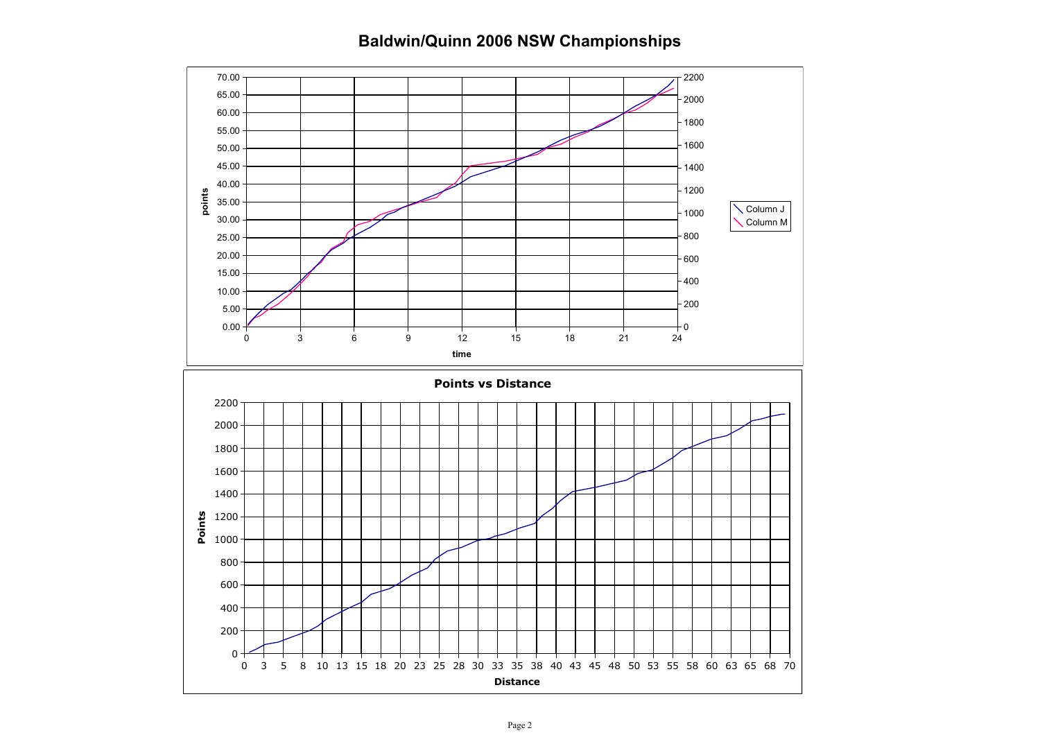# Baldwin/Quinn 2006 NSW Championships

points

70.00
65.00
60.00
55.00
50.00
45.00
40.00
35.00
30.00
25.00
20.00
15.00
10.00
5.00
0.00

2200
2000
1800
1600
1400
1200
1000
800
600
400
200
0

0 3 6 9 12 15 18 21 24

time

Column J
Column M

## Points vs Distance

Points

2200
2000
1800
1600
1400
1200
1000
800
600
400
200
0

0 3 5 8 10 13 15 18 20 23 25 28 30 33 35 38 40 43 45 48 50 53 55 58 60 63 65 68 70

Distance